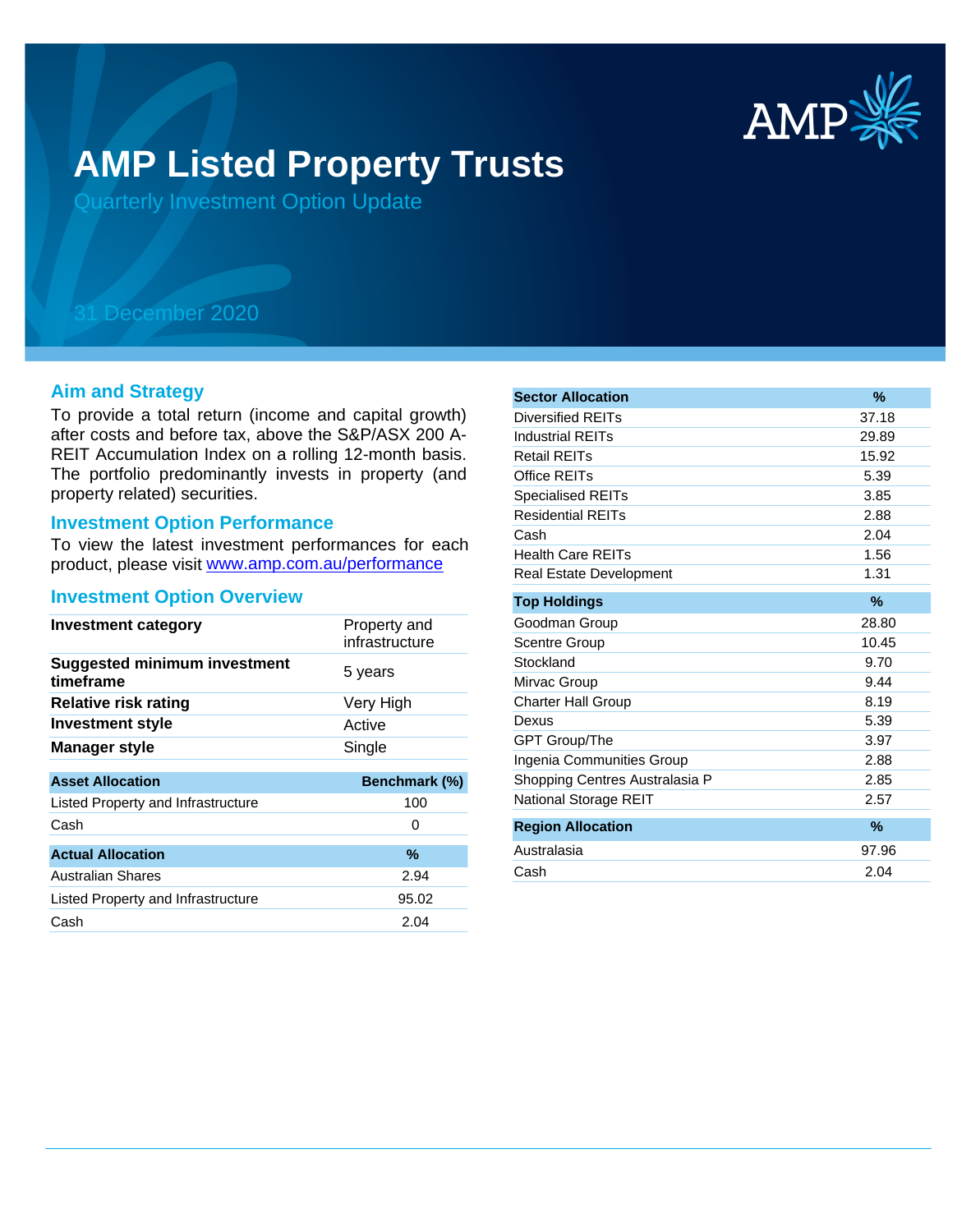# AMP Listed Property Trusts

Quarterly Investment Option Update

31 December 2020

## Aim and Strategy

To provide a total return (income and capital growth) after costs and before tax, above the S&P/ASX 200 A-REIT Accumulation Index on a rolling 12-month basis. The portfolio predominantly invests in property (and property related) securities.

## Investment Option Performance

To view the latest investment performances for each product, please visit [www.amp.com.au/performance](www.amp.com.au/performance)

## Investment Option Overview

| | |
|---|---|
| **Investment category** | Property and infrastructure |
| **Suggested minimum investment timeframe** | 5 years |
| **Relative risk rating** | Very High |
| **Investment style** | Active |
| **Manager style** | Single |

| Asset Allocation | Benchmark (%) |
|---|---|
| Listed Property and Infrastructure | 100 |
| Cash | 0 |

| Actual Allocation | % |
|---|---|
| Australian Shares | 2.94 |
| Listed Property and Infrastructure | 95.02 |
| Cash | 2.04 |

| Sector Allocation | % |
|---|---|
| Diversified REITs | 37.18 |
| Industrial REITs | 29.89 |
| Retail REITs | 15.92 |
| Office REITs | 5.39 |
| Specialised REITs | 3.85 |
| Residential REITs | 2.88 |
| Cash | 2.04 |
| Health Care REITs | 1.56 |
| Real Estate Development | 1.31 |

| Top Holdings | % |
|---|---|
| Goodman Group | 28.80 |
| Scentre Group | 10.45 |
| Stockland | 9.70 |
| Mirvac Group | 9.44 |
| Charter Hall Group | 8.19 |
| Dexus | 5.39 |
| GPT Group/The | 3.97 |
| Ingenia Communities Group | 2.88 |
| Shopping Centres Australasia P | 2.85 |
| National Storage REIT | 2.57 |

| Region Allocation | % |
|---|---|
| Australasia | 97.96 |
| Cash | 2.04 |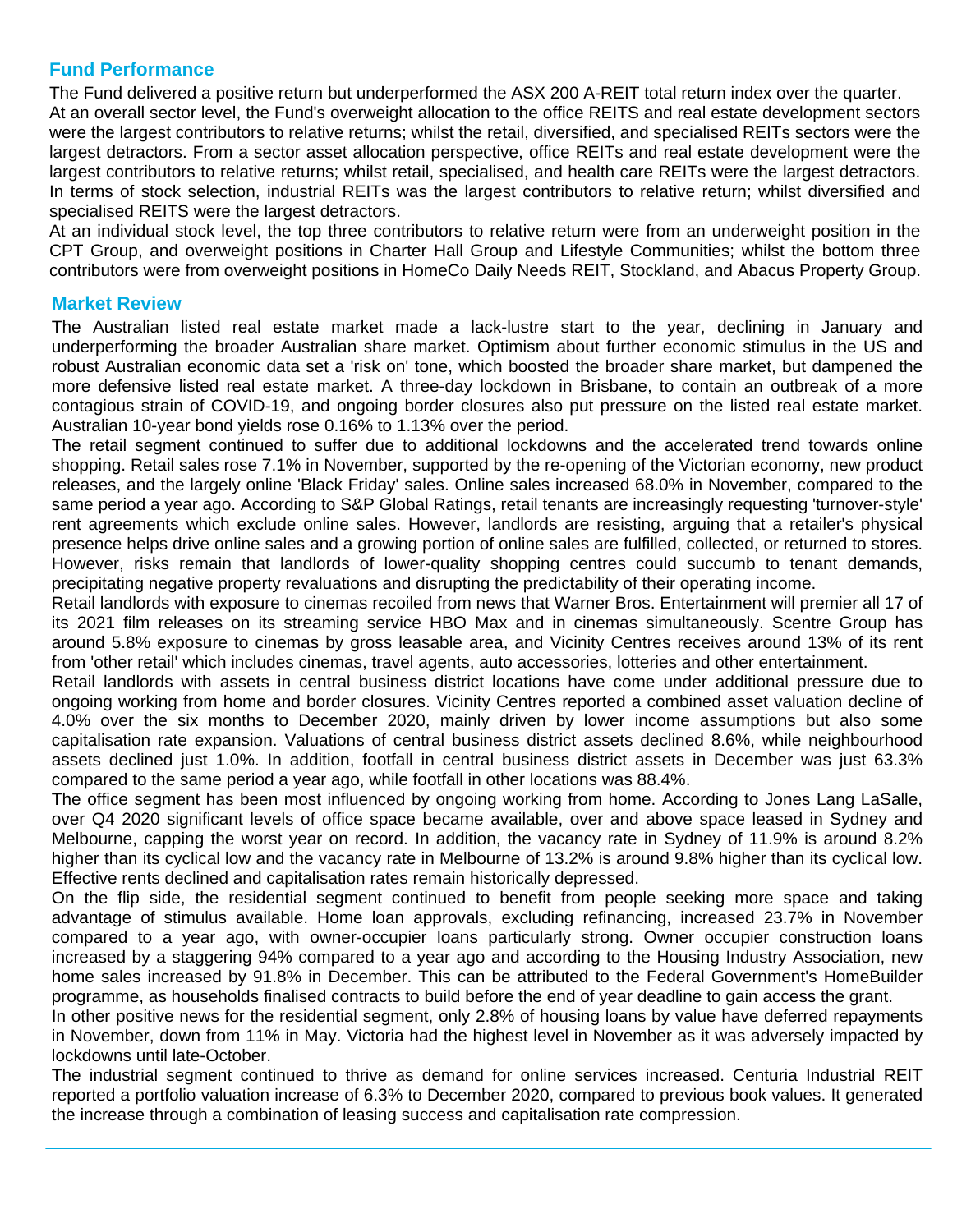## Fund Performance

The Fund delivered a positive return but underperformed the ASX 200 A-REIT total return index over the quarter.
At an overall sector level, the Fund's overweight allocation to the office REITS and real estate development sectors were the largest contributors to relative returns; whilst the retail, diversified, and specialised REITs sectors were the largest detractors. From a sector asset allocation perspective, office REITs and real estate development were the largest contributors to relative returns; whilst retail, specialised, and health care REITs were the largest detractors. In terms of stock selection, industrial REITs was the largest contributors to relative return; whilst diversified and specialised REITS were the largest detractors.
At an individual stock level, the top three contributors to relative return were from an underweight position in the CPT Group, and overweight positions in Charter Hall Group and Lifestyle Communities; whilst the bottom three contributors were from overweight positions in HomeCo Daily Needs REIT, Stockland, and Abacus Property Group.

## Market Review

The Australian listed real estate market made a lack-lustre start to the year, declining in January and underperforming the broader Australian share market. Optimism about further economic stimulus in the US and robust Australian economic data set a 'risk on' tone, which boosted the broader share market, but dampened the more defensive listed real estate market. A three-day lockdown in Brisbane, to contain an outbreak of a more contagious strain of COVID-19, and ongoing border closures also put pressure on the listed real estate market. Australian 10-year bond yields rose 0.16% to 1.13% over the period.
The retail segment continued to suffer due to additional lockdowns and the accelerated trend towards online shopping. Retail sales rose 7.1% in November, supported by the re-opening of the Victorian economy, new product releases, and the largely online 'Black Friday' sales. Online sales increased 68.0% in November, compared to the same period a year ago. According to S&P Global Ratings, retail tenants are increasingly requesting 'turnover-style' rent agreements which exclude online sales. However, landlords are resisting, arguing that a retailer's physical presence helps drive online sales and a growing portion of online sales are fulfilled, collected, or returned to stores. However, risks remain that landlords of lower-quality shopping centres could succumb to tenant demands, precipitating negative property revaluations and disrupting the predictability of their operating income.
Retail landlords with exposure to cinemas recoiled from news that Warner Bros. Entertainment will premier all 17 of its 2021 film releases on its streaming service HBO Max and in cinemas simultaneously. Scentre Group has around 5.8% exposure to cinemas by gross leasable area, and Vicinity Centres receives around 13% of its rent from 'other retail' which includes cinemas, travel agents, auto accessories, lotteries and other entertainment.
Retail landlords with assets in central business district locations have come under additional pressure due to ongoing working from home and border closures. Vicinity Centres reported a combined asset valuation decline of 4.0% over the six months to December 2020, mainly driven by lower income assumptions but also some capitalisation rate expansion. Valuations of central business district assets declined 8.6%, while neighbourhood assets declined just 1.0%. In addition, footfall in central business district assets in December was just 63.3% compared to the same period a year ago, while footfall in other locations was 88.4%.
The office segment has been most influenced by ongoing working from home. According to Jones Lang LaSalle, over Q4 2020 significant levels of office space became available, over and above space leased in Sydney and Melbourne, capping the worst year on record. In addition, the vacancy rate in Sydney of 11.9% is around 8.2% higher than its cyclical low and the vacancy rate in Melbourne of 13.2% is around 9.8% higher than its cyclical low. Effective rents declined and capitalisation rates remain historically depressed.
On the flip side, the residential segment continued to benefit from people seeking more space and taking advantage of stimulus available. Home loan approvals, excluding refinancing, increased 23.7% in November compared to a year ago, with owner-occupier loans particularly strong. Owner occupier construction loans increased by a staggering 94% compared to a year ago and according to the Housing Industry Association, new home sales increased by 91.8% in December. This can be attributed to the Federal Government's HomeBuilder programme, as households finalised contracts to build before the end of year deadline to gain access the grant.
In other positive news for the residential segment, only 2.8% of housing loans by value have deferred repayments in November, down from 11% in May. Victoria had the highest level in November as it was adversely impacted by lockdowns until late-October.
The industrial segment continued to thrive as demand for online services increased. Centuria Industrial REIT reported a portfolio valuation increase of 6.3% to December 2020, compared to previous book values. It generated the increase through a combination of leasing success and capitalisation rate compression.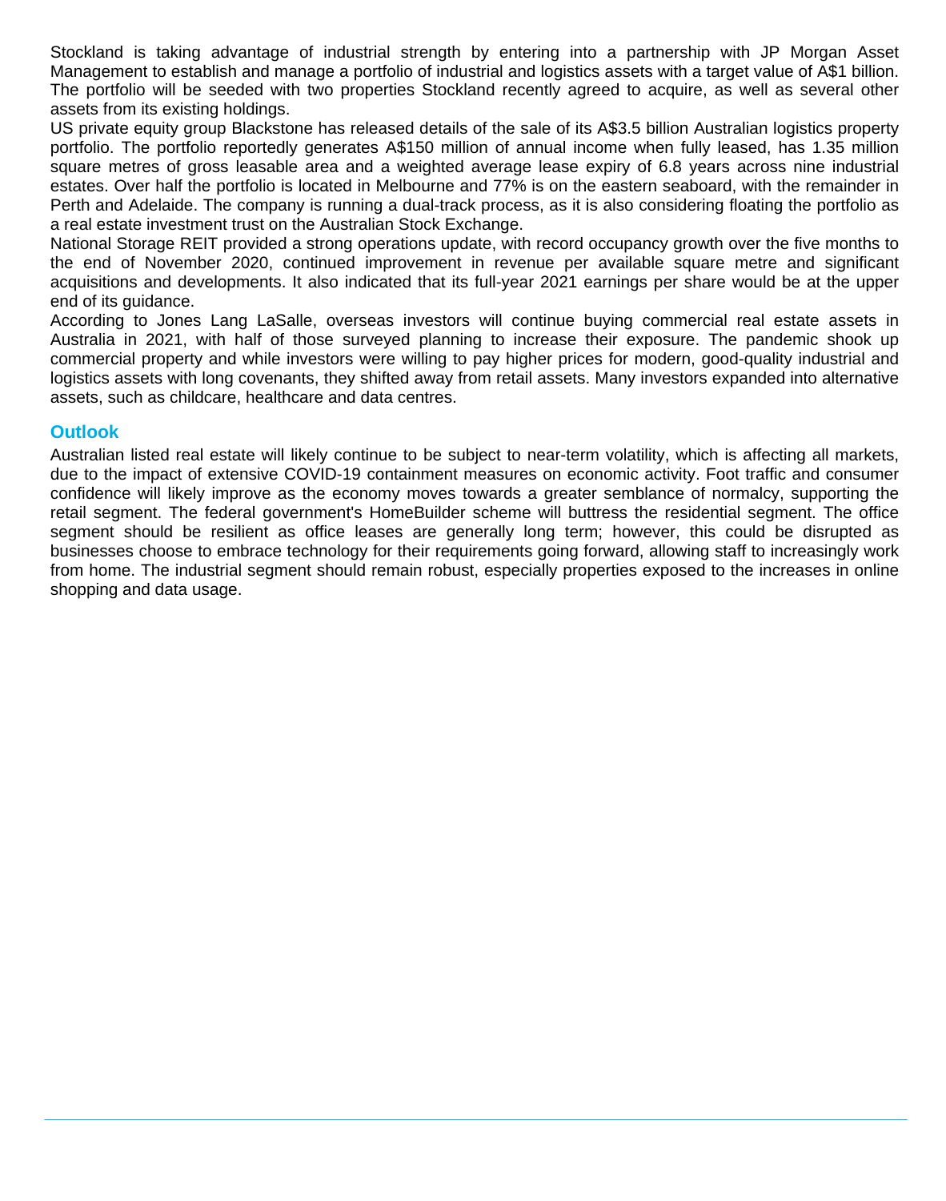Stockland is taking advantage of industrial strength by entering into a partnership with JP Morgan Asset Management to establish and manage a portfolio of industrial and logistics assets with a target value of A$1 billion. The portfolio will be seeded with two properties Stockland recently agreed to acquire, as well as several other assets from its existing holdings.

US private equity group Blackstone has released details of the sale of its A$3.5 billion Australian logistics property portfolio. The portfolio reportedly generates A$150 million of annual income when fully leased, has 1.35 million square metres of gross leasable area and a weighted average lease expiry of 6.8 years across nine industrial estates. Over half the portfolio is located in Melbourne and 77% is on the eastern seaboard, with the remainder in Perth and Adelaide. The company is running a dual-track process, as it is also considering floating the portfolio as a real estate investment trust on the Australian Stock Exchange.

National Storage REIT provided a strong operations update, with record occupancy growth over the five months to the end of November 2020, continued improvement in revenue per available square metre and significant acquisitions and developments. It also indicated that its full-year 2021 earnings per share would be at the upper end of its guidance.

According to Jones Lang LaSalle, overseas investors will continue buying commercial real estate assets in Australia in 2021, with half of those surveyed planning to increase their exposure. The pandemic shook up commercial property and while investors were willing to pay higher prices for modern, good-quality industrial and logistics assets with long covenants, they shifted away from retail assets. Many investors expanded into alternative assets, such as childcare, healthcare and data centres.

## Outlook

Australian listed real estate will likely continue to be subject to near-term volatility, which is affecting all markets, due to the impact of extensive COVID-19 containment measures on economic activity. Foot traffic and consumer confidence will likely improve as the economy moves towards a greater semblance of normalcy, supporting the retail segment. The federal government's HomeBuilder scheme will buttress the residential segment. The office segment should be resilient as office leases are generally long term; however, this could be disrupted as businesses choose to embrace technology for their requirements going forward, allowing staff to increasingly work from home. The industrial segment should remain robust, especially properties exposed to the increases in online shopping and data usage.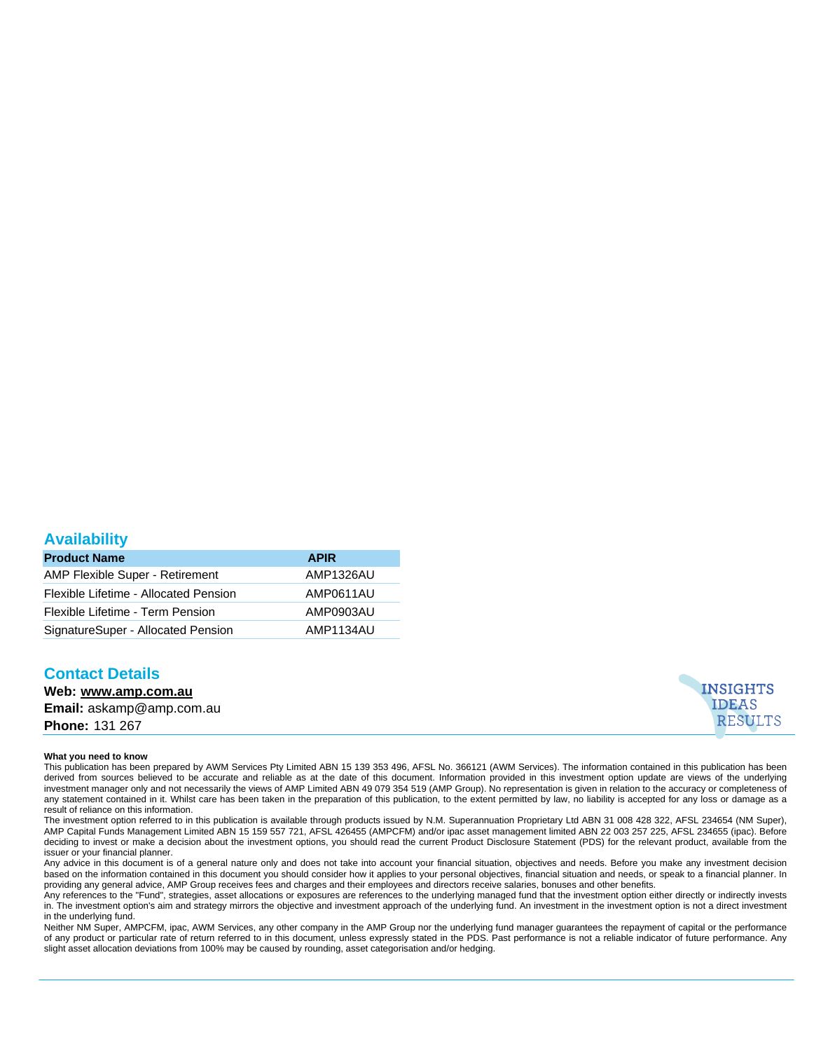## Availability

| Product Name | APIR |
|---|---|
| AMP Flexible Super - Retirement | AMP1326AU |
| Flexible Lifetime - Allocated Pension | AMP0611AU |
| Flexible Lifetime - Term Pension | AMP0903AU |
| SignatureSuper - Allocated Pension | AMP1134AU |

## Contact Details

**Web:** **www.amp.com.au**
**Email:** askamp@amp.com.au
**Phone:** 131 267

INSIGHTS
IDEAS
RESULTS

**What you need to know**

This publication has been prepared by AWM Services Pty Limited ABN 15 139 353 496, AFSL No. 366121 (AWM Services). The information contained in this publication has been derived from sources believed to be accurate and reliable as at the date of this document. Information provided in this investment option update are views of the underlying investment manager only and not necessarily the views of AMP Limited ABN 49 079 354 519 (AMP Group). No representation is given in relation to the accuracy or completeness of any statement contained in it. Whilst care has been taken in the preparation of this publication, to the extent permitted by law, no liability is accepted for any loss or damage as a result of reliance on this information.

The investment option referred to in this publication is available through products issued by N.M. Superannuation Proprietary Ltd ABN 31 008 428 322, AFSL 234654 (NM Super), AMP Capital Funds Management Limited ABN 15 159 557 721, AFSL 426455 (AMPCFM) and/or ipac asset management limited ABN 22 003 257 225, AFSL 234655 (ipac). Before deciding to invest or make a decision about the investment options, you should read the current Product Disclosure Statement (PDS) for the relevant product, available from the issuer or your financial planner.

Any advice in this document is of a general nature only and does not take into account your financial situation, objectives and needs. Before you make any investment decision based on the information contained in this document you should consider how it applies to your personal objectives, financial situation and needs, or speak to a financial planner. In providing any general advice, AMP Group receives fees and charges and their employees and directors receive salaries, bonuses and other benefits.

Any references to the "Fund", strategies, asset allocations or exposures are references to the underlying managed fund that the investment option either directly or indirectly invests in. The investment option's aim and strategy mirrors the objective and investment approach of the underlying fund. An investment in the investment option is not a direct investment in the underlying fund.

Neither NM Super, AMPCFM, ipac, AWM Services, any other company in the AMP Group nor the underlying fund manager guarantees the repayment of capital or the performance of any product or particular rate of return referred to in this document, unless expressly stated in the PDS. Past performance is not a reliable indicator of future performance. Any slight asset allocation deviations from 100% may be caused by rounding, asset categorisation and/or hedging.